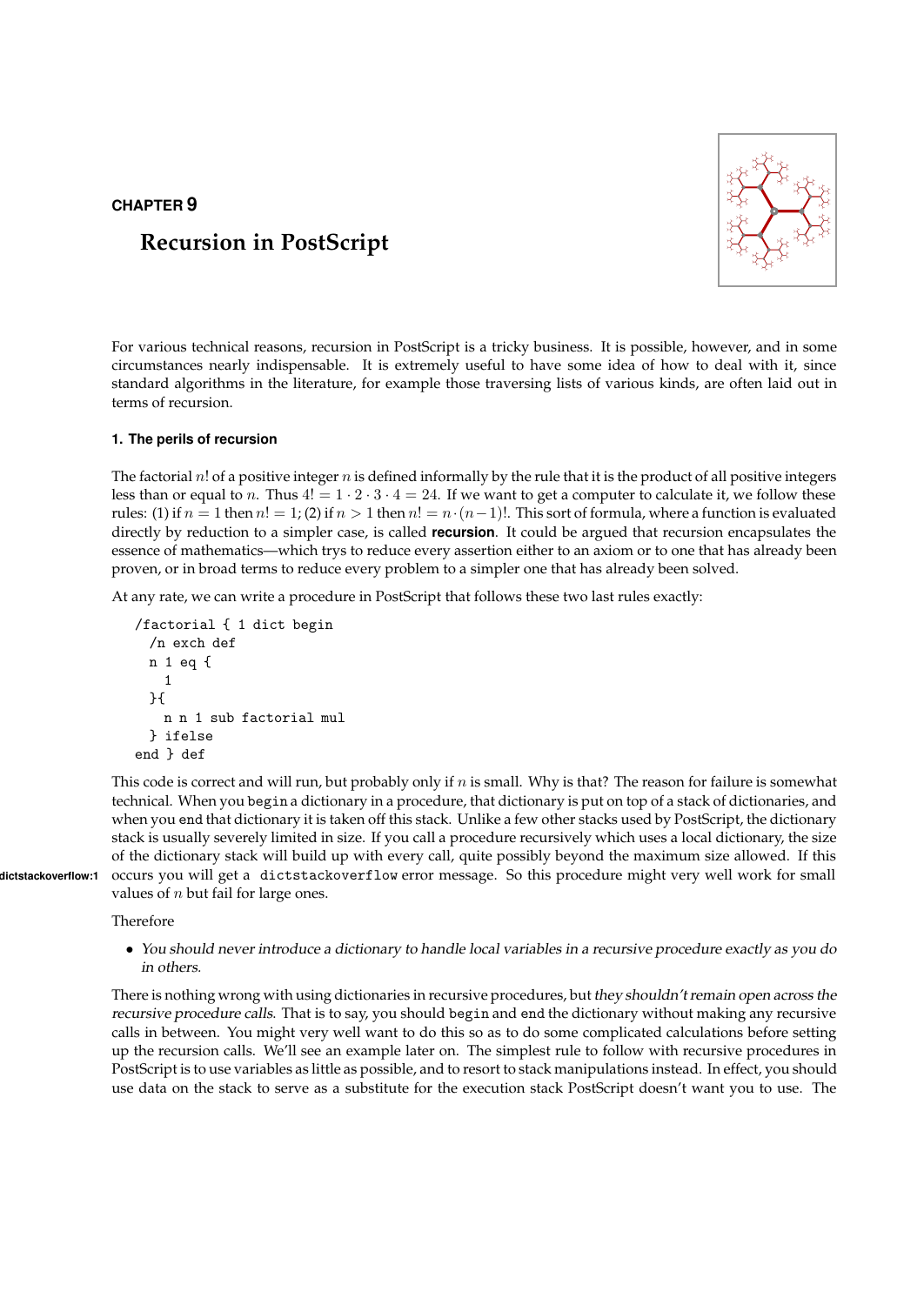CHAPTER 9

# Recursion in PostScript

For various technical reasons, recursion in PostScript is a tricky business. It is possible, however, and in some circumstances nearly indispensable. It is extremely useful to have some idea of how to deal with it, since standard algorithms in the literature, for example those traversing lists of various kinds, are often laid out in terms of recursion.

## 1. The perils of recursion

The factorial $n!$ of a positive integer $n$ is defined informally by the rule that it is the product of all positive integers less than or equal to $n$. Thus $4! = 1 \cdot 2 \cdot 3 \cdot 4 = 24$. If we want to get a computer to calculate it, we follow these rules: (1) if $n = 1$ then $n! = 1$; (2) if $n > 1$ then $n! = n \cdot (n-1)!$. This sort of formula, where a function is evaluated directly by reduction to a simpler case, is called **recursion**. It could be argued that recursion encapsulates the essence of mathematics—which trys to reduce every assertion either to an axiom or to one that has already been proven, or in broad terms to reduce every problem to a simpler one that has already been solved.

At any rate, we can write a procedure in PostScript that follows these two last rules exactly:

```
/factorial { 1 dict begin
  /n exch def
  n 1 eq {
    1
  }{
    n n 1 sub factorial mul
  } ifelse
end } def
```

This code is correct and will run, but probably only if $n$ is small. Why is that? The reason for failure is somewhat technical. When you `begin` a dictionary in a procedure, that dictionary is put on top of a stack of dictionaries, and when you `end` that dictionary it is taken off this stack. Unlike a few other stacks used by PostScript, the dictionary stack is usually severely limited in size. If you call a procedure recursively which uses a local dictionary, the size of the dictionary stack will build up with every call, quite possibly beyond the maximum size allowed. If this occurs you will get a `dictstackoverflow` error message. So this procedure might very well work for small values of $n$ but fail for large ones.

Therefore

- *You should never introduce a dictionary to handle local variables in a recursive procedure exactly as you do in others.*

There is nothing wrong with using dictionaries in recursive procedures, but *they shouldn't remain open across the recursive procedure calls.* That is to say, you should `begin` and `end` the dictionary without making any recursive calls in between. You might very well want to do this so as to do some complicated calculations before setting up the recursion calls. We'll see an example later on. The simplest rule to follow with recursive procedures in PostScript is to use variables as little as possible, and to resort to stack manipulations instead. In effect, you should use data on the stack to serve as a substitute for the execution stack PostScript doesn't want you to use. The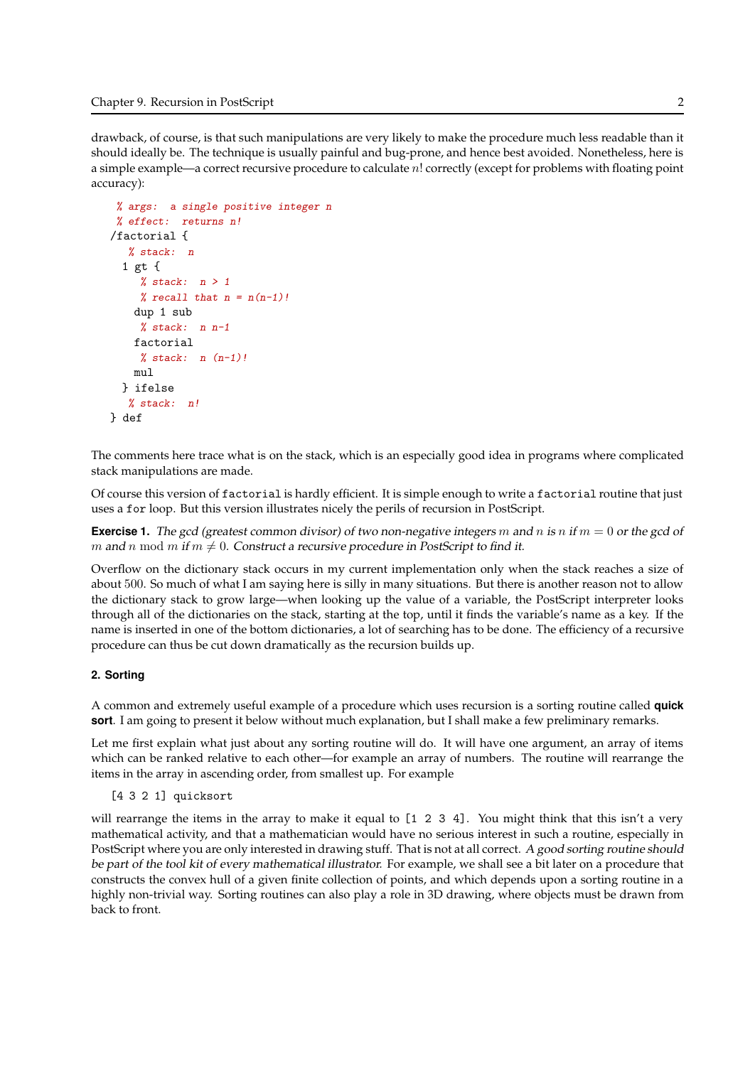drawback, of course, is that such manipulations are very likely to make the procedure much less readable than it should ideally be. The technique is usually painful and bug-prone, and hence best avoided. Nonetheless, here is a simple example—a correct recursive procedure to calculate $n!$ correctly (except for problems with floating point accuracy):

```
% args:  a single positive integer n
% effect:  returns n!
/factorial {
  % stack:  n
  1 gt {
    % stack:  n > 1
    % recall that n = n(n-1)!
    dup 1 sub
    % stack:  n n-1
    factorial
    % stack:  n (n-1)!
    mul
  } ifelse
  % stack:  n!
} def
```

The comments here trace what is on the stack, which is an especially good idea in programs where complicated stack manipulations are made.

Of course this version of `factorial` is hardly efficient. It is simple enough to write a `factorial` routine that just uses a `for` loop. But this version illustrates nicely the perils of recursion in PostScript.

**Exercise 1.** *The gcd (greatest common divisor) of two non-negative integers $m$ and $n$ is $n$ if $m = 0$ or the gcd of $m$ and $n \bmod m$ if $m \neq 0$. Construct a recursive procedure in PostScript to find it.*

Overflow on the dictionary stack occurs in my current implementation only when the stack reaches a size of about 500. So much of what I am saying here is silly in many situations. But there is another reason not to allow the dictionary stack to grow large—when looking up the value of a variable, the PostScript interpreter looks through all of the dictionaries on the stack, starting at the top, until it finds the variable's name as a key. If the name is inserted in one of the bottom dictionaries, a lot of searching has to be done. The efficiency of a recursive procedure can thus be cut down dramatically as the recursion builds up.

### 2. Sorting

A common and extremely useful example of a procedure which uses recursion is a sorting routine called **quick sort**. I am going to present it below without much explanation, but I shall make a few preliminary remarks.

Let me first explain what just about any sorting routine will do. It will have one argument, an array of items which can be ranked relative to each other—for example an array of numbers. The routine will rearrange the items in the array in ascending order, from smallest up. For example

```
[4 3 2 1] quicksort
```

will rearrange the items in the array to make it equal to `[1 2 3 4]`. You might think that this isn't a very mathematical activity, and that a mathematician would have no serious interest in such a routine, especially in PostScript where you are only interested in drawing stuff. That is not at all correct. *A good sorting routine should be part of the tool kit of every mathematical illustrator.* For example, we shall see a bit later on a procedure that constructs the convex hull of a given finite collection of points, and which depends upon a sorting routine in a highly non-trivial way. Sorting routines can also play a role in 3D drawing, where objects must be drawn from back to front.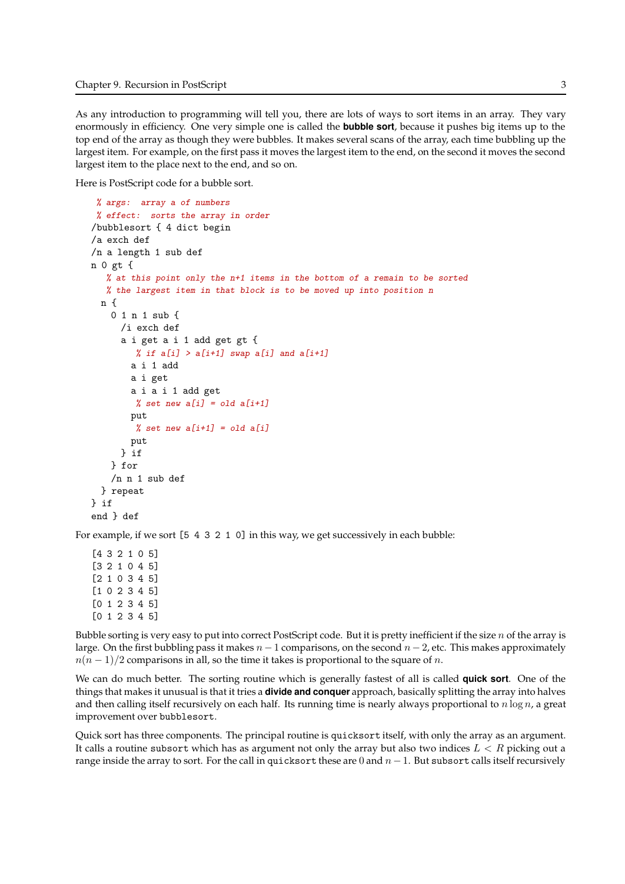As any introduction to programming will tell you, there are lots of ways to sort items in an array. They vary enormously in efficiency. One very simple one is called the **bubble sort**, because it pushes big items up to the top end of the array as though they were bubbles. It makes several scans of the array, each time bubbling up the largest item. For example, on the first pass it moves the largest item to the end, on the second it moves the second largest item to the place next to the end, and so on.

Here is PostScript code for a bubble sort.

```
 % args:  array a of numbers
 % effect:  sorts the array in order
/bubblesort { 4 dict begin
/a exch def
/n a length 1 sub def
n 0 gt {
   % at this point only the n+1 items in the bottom of a remain to be sorted
   % the largest item in that block is to be moved up into position n
  n {
    0 1 n 1 sub {
      /i exch def
      a i get a i 1 add get gt {
         % if a[i] > a[i+1] swap a[i] and a[i+1]
        a i 1 add
        a i get
        a i a i 1 add get
         % set new a[i] = old a[i+1]
        put
         % set new a[i+1] = old a[i]
        put
      } if
    } for
    /n n 1 sub def
  } repeat
} if
end } def
```

For example, if we sort `[5 4 3 2 1 0]` in this way, we get successively in each bubble:

```
[4 3 2 1 0 5]
[3 2 1 0 4 5]
[2 1 0 3 4 5]
[1 0 2 3 4 5]
[0 1 2 3 4 5]
[0 1 2 3 4 5]
```

Bubble sorting is very easy to put into correct PostScript code. But it is pretty inefficient if the size $n$ of the array is large. On the first bubbling pass it makes $n-1$ comparisons, on the second $n-2$, etc. This makes approximately $n(n-1)/2$ comparisons in all, so the time it takes is proportional to the square of $n$.

We can do much better. The sorting routine which is generally fastest of all is called **quick sort**. One of the things that makes it unusual is that it tries a **divide and conquer** approach, basically splitting the array into halves and then calling itself recursively on each half. Its running time is nearly always proportional to $n \log n$, a great improvement over `bubblesort`.

Quick sort has three components. The principal routine is `quicksort` itself, with only the array as an argument. It calls a routine `subsort` which has as argument not only the array but also two indices $L < R$ picking out a range inside the array to sort. For the call in `quicksort` these are $0$ and $n-1$. But `subsort` calls itself recursively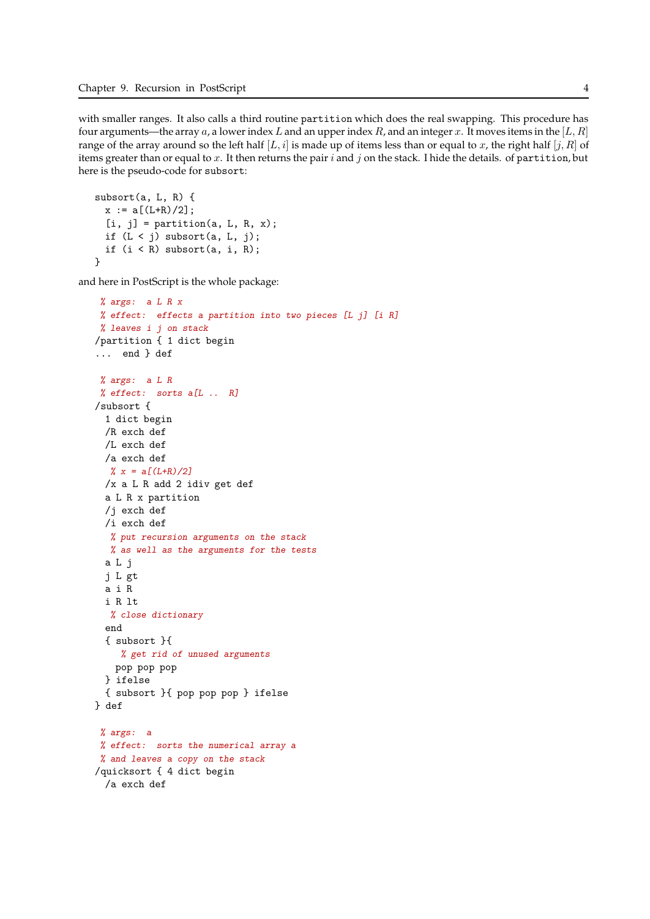with smaller ranges. It also calls a third routine `partition` which does the real swapping. This procedure has four arguments—the array $a$, a lower index $L$ and an upper index $R$, and an integer $x$. It moves items in the $[L, R]$ range of the array around so the left half $[L, i]$ is made up of items less than or equal to $x$, the right half $[j, R]$ of items greater than or equal to $x$. It then returns the pair $i$ and $j$ on the stack. I hide the details. of `partition`, but here is the pseudo-code for `subsort`:

```
subsort(a, L, R) {
  x := a[(L+R)/2];
  [i, j] = partition(a, L, R, x);
  if (L < j) subsort(a, L, j);
  if (i < R) subsort(a, i, R);
}
```

and here in PostScript is the whole package:

```
 % args:  a L R x
 % effect:  effects a partition into two pieces [L j] [i R]
 % leaves i j on stack
/partition { 1 dict begin
...  end } def

 % args:  a L R
 % effect:  sorts a[L ..  R]
/subsort {
  1 dict begin
  /R exch def
  /L exch def
  /a exch def
   % x = a[(L+R)/2]
  /x a L R add 2 idiv get def
  a L R x partition
  /j exch def
  /i exch def
   % put recursion arguments on the stack
   % as well as the arguments for the tests
  a L j
  j L gt
  a i R
  i R lt
   % close dictionary
  end
  { subsort }{
     % get rid of unused arguments
    pop pop pop
  } ifelse
  { subsort }{ pop pop pop } ifelse
} def

 % args:  a
 % effect:  sorts the numerical array a
 % and leaves a copy on the stack
/quicksort { 4 dict begin
  /a exch def
```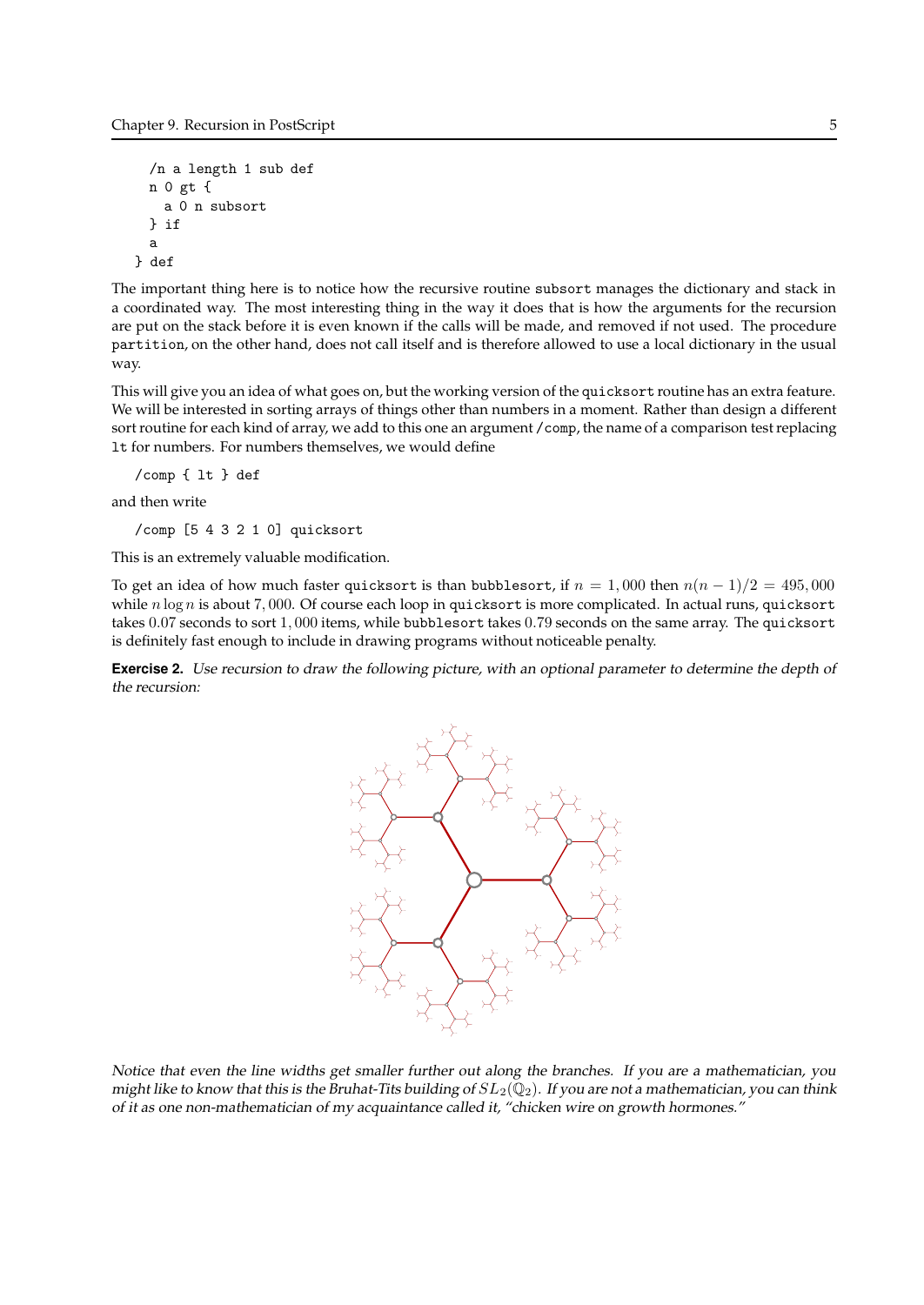```
  /n a length 1 sub def
  n 0 gt {
    a 0 n subsort
  } if
  a
} def
```

The important thing here is to notice how the recursive routine `subsort` manages the dictionary and stack in a coordinated way. The most interesting thing in the way it does that is how the arguments for the recursion are put on the stack before it is even known if the calls will be made, and removed if not used. The procedure `partition`, on the other hand, does not call itself and is therefore allowed to use a local dictionary in the usual way.

This will give you an idea of what goes on, but the working version of the `quicksort` routine has an extra feature. We will be interested in sorting arrays of things other than numbers in a moment. Rather than design a different sort routine for each kind of array, we add to this one an argument `/comp`, the name of a comparison test replacing `lt` for numbers. For numbers themselves, we would define

```
/comp { lt } def
```

and then write

```
/comp [5 4 3 2 1 0] quicksort
```

This is an extremely valuable modification.

To get an idea of how much faster `quicksort` is than `bubblesort`, if $n = 1,000$ then $n(n-1)/2 = 495,000$ while $n \log n$ is about $7,000$. Of course each loop in `quicksort` is more complicated. In actual runs, `quicksort` takes $0.07$ seconds to sort $1,000$ items, while `bubblesort` takes $0.79$ seconds on the same array. The `quicksort` is definitely fast enough to include in drawing programs without noticeable penalty.

**Exercise 2.** *Use recursion to draw the following picture, with an optional parameter to determine the depth of the recursion:*

*Notice that even the line widths get smaller further out along the branches. If you are a mathematician, you might like to know that this is the Bruhat-Tits building of $SL_2(\mathbb{Q}_2)$. If you are not a mathematician, you can think of it as one non-mathematician of my acquaintance called it, "chicken wire on growth hormones."*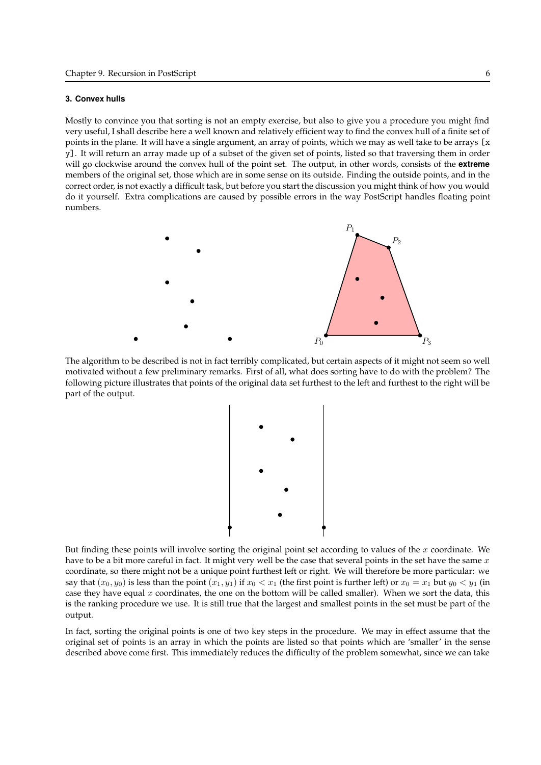### 3. Convex hulls

Mostly to convince you that sorting is not an empty exercise, but also to give you a procedure you might find very useful, I shall describe here a well known and relatively efficient way to find the convex hull of a finite set of points in the plane. It will have a single argument, an array of points, which we may as well take to be arrays [x y]. It will return an array made up of a subset of the given set of points, listed so that traversing them in order will go clockwise around the convex hull of the point set. The output, in other words, consists of the **extreme** members of the original set, those which are in some sense on its outside. Finding the outside points, and in the correct order, is not exactly a difficult task, but before you start the discussion you might think of how you would do it yourself. Extra complications are caused by possible errors in the way PostScript handles floating point numbers.

$P_1$

$P_2$

$P_0$

$P_3$

The algorithm to be described is not in fact terribly complicated, but certain aspects of it might not seem so well motivated without a few preliminary remarks. First of all, what does sorting have to do with the problem? The following picture illustrates that points of the original data set furthest to the left and furthest to the right will be part of the output.

But finding these points will involve sorting the original point set according to values of the $x$ coordinate. We have to be a bit more careful in fact. It might very well be the case that several points in the set have the same $x$ coordinate, so there might not be a unique point furthest left or right. We will therefore be more particular: we say that $(x_0, y_0)$ is less than the point $(x_1, y_1)$ if $x_0 < x_1$ (the first point is further left) or $x_0 = x_1$ but $y_0 < y_1$ (in case they have equal $x$ coordinates, the one on the bottom will be called smaller). When we sort the data, this is the ranking procedure we use. It is still true that the largest and smallest points in the set must be part of the output.

In fact, sorting the original points is one of two key steps in the procedure. We may in effect assume that the original set of points is an array in which the points are listed so that points which are 'smaller' in the sense described above come first. This immediately reduces the difficulty of the problem somewhat, since we can take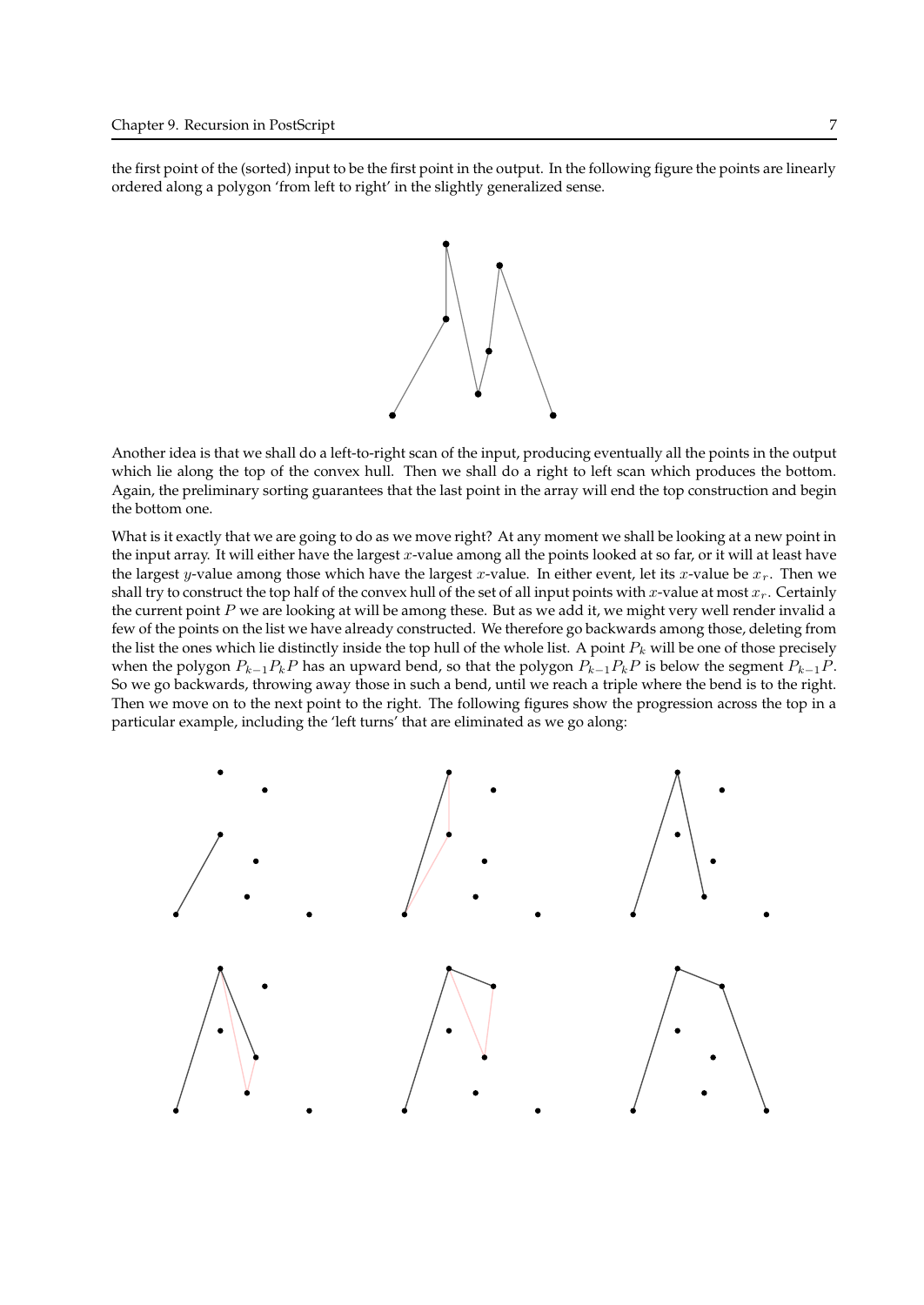the first point of the (sorted) input to be the first point in the output. In the following figure the points are linearly ordered along a polygon 'from left to right' in the slightly generalized sense.

Another idea is that we shall do a left-to-right scan of the input, producing eventually all the points in the output which lie along the top of the convex hull. Then we shall do a right to left scan which produces the bottom. Again, the preliminary sorting guarantees that the last point in the array will end the top construction and begin the bottom one.

What is it exactly that we are going to do as we move right? At any moment we shall be looking at a new point in the input array. It will either have the largest $x$-value among all the points looked at so far, or it will at least have the largest $y$-value among those which have the largest $x$-value. In either event, let its $x$-value be $x_r$. Then we shall try to construct the top half of the convex hull of the set of all input points with $x$-value at most $x_r$. Certainly the current point $P$ we are looking at will be among these. But as we add it, we might very well render invalid a few of the points on the list we have already constructed. We therefore go backwards among those, deleting from the list the ones which lie distinctly inside the top hull of the whole list. A point $P_k$ will be one of those precisely when the polygon $P_{k-1}P_kP$ has an upward bend, so that the polygon $P_{k-1}P_kP$ is below the segment $P_{k-1}P$. So we go backwards, throwing away those in such a bend, until we reach a triple where the bend is to the right. Then we move on to the next point to the right. The following figures show the progression across the top in a particular example, including the 'left turns' that are eliminated as we go along: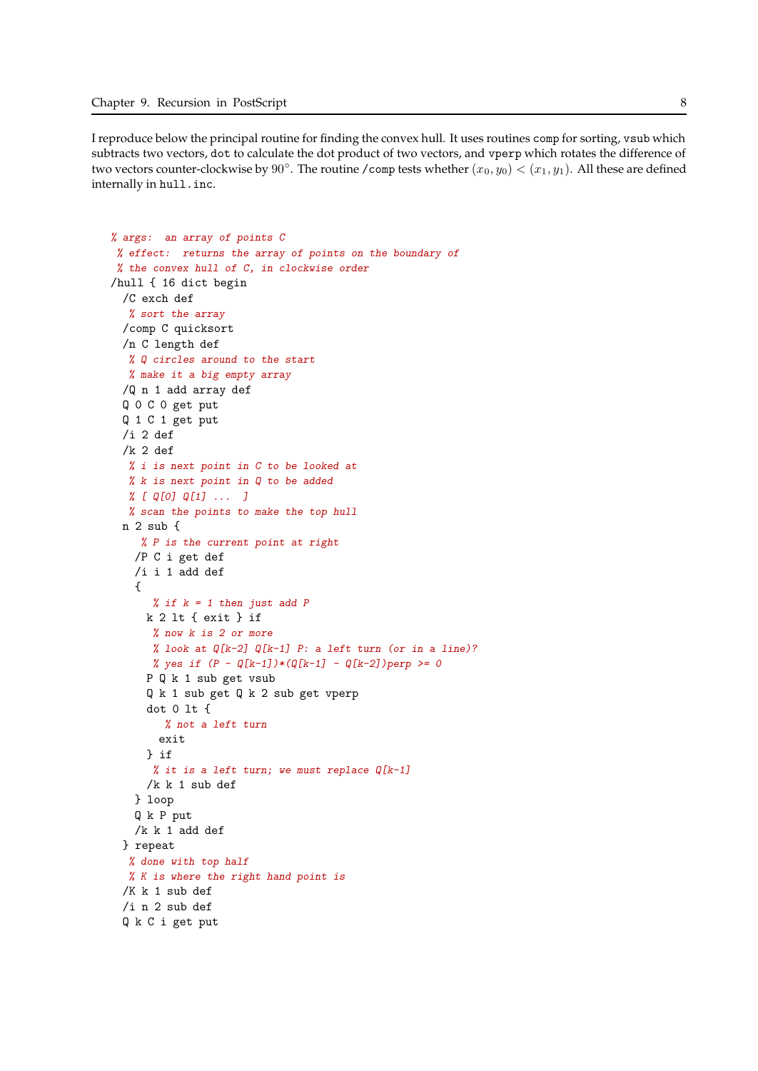I reproduce below the principal routine for finding the convex hull. It uses routines `comp` for sorting, `vsub` which subtracts two vectors, `dot` to calculate the dot product of two vectors, and `vperp` which rotates the difference of two vectors counter-clockwise by $90^\circ$. The routine `/comp` tests whether $(x_0, y_0) < (x_1, y_1)$. All these are defined internally in `hull.inc`.

```
% args:  an array of points C
 % effect:  returns the array of points on the boundary of
 % the convex hull of C, in clockwise order
/hull { 16 dict begin
  /C exch def
   % sort the array
  /comp C quicksort
  /n C length def
   % Q circles around to the start
   % make it a big empty array
  /Q n 1 add array def
  Q 0 C 0 get put
  Q 1 C 1 get put
  /i 2 def
  /k 2 def
   % i is next point in C to be looked at
   % k is next point in Q to be added
   % [ Q[0] Q[1] ...  ]
   % scan the points to make the top hull
  n 2 sub {
     % P is the current point at right
    /P C i get def
    /i i 1 add def
    {
       % if k = 1 then just add P
      k 2 lt { exit } if
       % now k is 2 or more
       % look at Q[k-2] Q[k-1] P: a left turn (or in a line)?
       % yes if (P - Q[k-1])*(Q[k-1] - Q[k-2])perp >= 0
      P Q k 1 sub get vsub
      Q k 1 sub get Q k 2 sub get vperp
      dot 0 lt {
         % not a left turn
        exit
      } if
       % it is a left turn; we must replace Q[k-1]
      /k k 1 sub def
    } loop
    Q k P put
    /k k 1 add def
  } repeat
   % done with top half
   % K is where the right hand point is
  /K k 1 sub def
  /i n 2 sub def
  Q k C i get put
```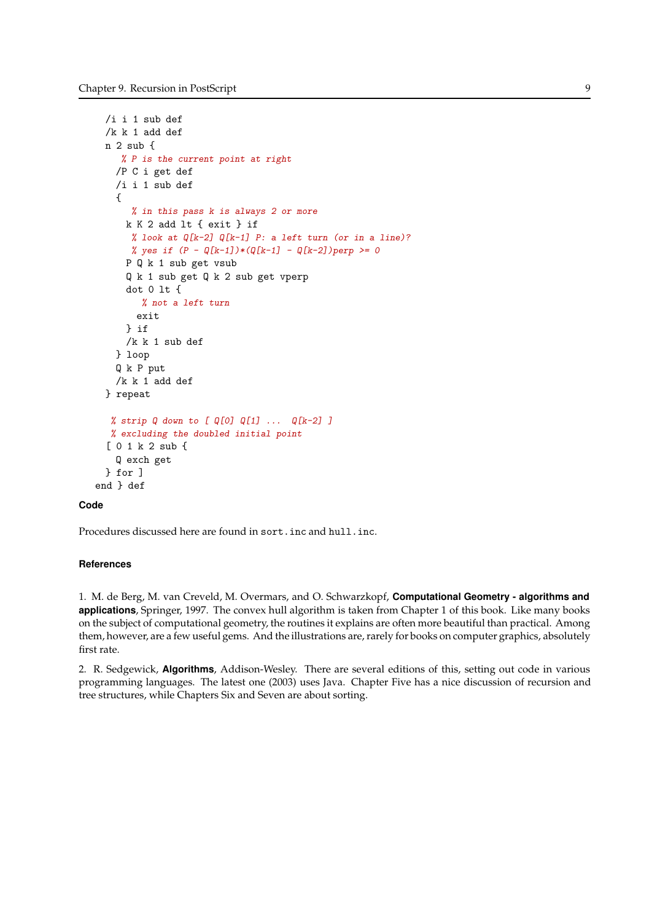```
    /i i 1 sub def
    /k k 1 add def
    n 2 sub {
       % P is the current point at right
      /P C i get def
      /i i 1 sub def
      {
         % in this pass k is always 2 or more
        k K 2 add lt { exit } if
         % look at Q[k-2] Q[k-1] P: a left turn (or in a line)?
         % yes if (P - Q[k-1])*(Q[k-1] - Q[k-2])perp >= 0
        P Q k 1 sub get vsub
        Q k 1 sub get Q k 2 sub get vperp
        dot 0 lt {
           % not a left turn
          exit
        } if
        /k k 1 sub def
      } loop
      Q k P put
      /k k 1 add def
    } repeat

     % strip Q down to [ Q[0] Q[1] ...  Q[k-2] ]
     % excluding the doubled initial point
    [ 0 1 k 2 sub {
      Q exch get
    } for ]
  end } def
```

### Code

Procedures discussed here are found in `sort.inc` and `hull.inc`.

### References

1. M. de Berg, M. van Creveld, M. Overmars, and O. Schwarzkopf, **Computational Geometry - algorithms and applications**, Springer, 1997. The convex hull algorithm is taken from Chapter 1 of this book. Like many books on the subject of computational geometry, the routines it explains are often more beautiful than practical. Among them, however, are a few useful gems. And the illustrations are, rarely for books on computer graphics, absolutely first rate.

2. R. Sedgewick, **Algorithms**, Addison-Wesley. There are several editions of this, setting out code in various programming languages. The latest one (2003) uses Java. Chapter Five has a nice discussion of recursion and tree structures, while Chapters Six and Seven are about sorting.